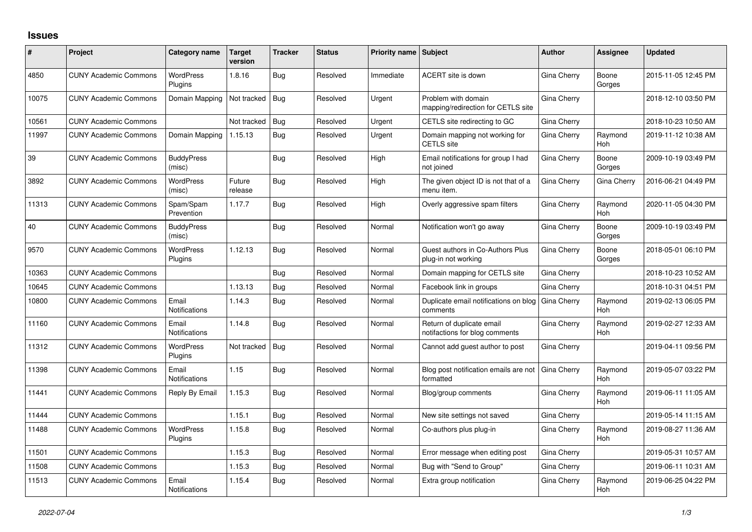## Issues

| # | Project | Category name | Target version | Tracker | Status | Priority name | Subject | Author | Assignee | Updated |
|---|---|---|---|---|---|---|---|---|---|---|
| 4850 | CUNY Academic Commons | WordPress Plugins | 1.8.16 | Bug | Resolved | Immediate | ACERT site is down | Gina Cherry | Boone Gorges | 2015-11-05 12:45 PM |
| 10075 | CUNY Academic Commons | Domain Mapping | Not tracked | Bug | Resolved | Urgent | Problem with domain mapping/redirection for CETLS site | Gina Cherry | | 2018-12-10 03:50 PM |
| 10561 | CUNY Academic Commons | | Not tracked | Bug | Resolved | Urgent | CETLS site redirecting to GC | Gina Cherry | | 2018-10-23 10:50 AM |
| 11997 | CUNY Academic Commons | Domain Mapping | 1.15.13 | Bug | Resolved | Urgent | Domain mapping not working for CETLS site | Gina Cherry | Raymond Hoh | 2019-11-12 10:38 AM |
| 39 | CUNY Academic Commons | BuddyPress (misc) | | Bug | Resolved | High | Email notifications for group I had not joined | Gina Cherry | Boone Gorges | 2009-10-19 03:49 PM |
| 3892 | CUNY Academic Commons | WordPress (misc) | Future release | Bug | Resolved | High | The given object ID is not that of a menu item. | Gina Cherry | Gina Cherry | 2016-06-21 04:49 PM |
| 11313 | CUNY Academic Commons | Spam/Spam Prevention | 1.17.7 | Bug | Resolved | High | Overly aggressive spam filters | Gina Cherry | Raymond Hoh | 2020-11-05 04:30 PM |
| 40 | CUNY Academic Commons | BuddyPress (misc) | | Bug | Resolved | Normal | Notification won't go away | Gina Cherry | Boone Gorges | 2009-10-19 03:49 PM |
| 9570 | CUNY Academic Commons | WordPress Plugins | 1.12.13 | Bug | Resolved | Normal | Guest authors in Co-Authors Plus plug-in not working | Gina Cherry | Boone Gorges | 2018-05-01 06:10 PM |
| 10363 | CUNY Academic Commons | | | Bug | Resolved | Normal | Domain mapping for CETLS site | Gina Cherry | | 2018-10-23 10:52 AM |
| 10645 | CUNY Academic Commons | | 1.13.13 | Bug | Resolved | Normal | Facebook link in groups | Gina Cherry | | 2018-10-31 04:51 PM |
| 10800 | CUNY Academic Commons | Email Notifications | 1.14.3 | Bug | Resolved | Normal | Duplicate email notifications on blog comments | Gina Cherry | Raymond Hoh | 2019-02-13 06:05 PM |
| 11160 | CUNY Academic Commons | Email Notifications | 1.14.8 | Bug | Resolved | Normal | Return of duplicate email notifactions for blog comments | Gina Cherry | Raymond Hoh | 2019-02-27 12:33 AM |
| 11312 | CUNY Academic Commons | WordPress Plugins | Not tracked | Bug | Resolved | Normal | Cannot add guest author to post | Gina Cherry | | 2019-04-11 09:56 PM |
| 11398 | CUNY Academic Commons | Email Notifications | 1.15 | Bug | Resolved | Normal | Blog post notification emails are not formatted | Gina Cherry | Raymond Hoh | 2019-05-07 03:22 PM |
| 11441 | CUNY Academic Commons | Reply By Email | 1.15.3 | Bug | Resolved | Normal | Blog/group comments | Gina Cherry | Raymond Hoh | 2019-06-11 11:05 AM |
| 11444 | CUNY Academic Commons | | 1.15.1 | Bug | Resolved | Normal | New site settings not saved | Gina Cherry | | 2019-05-14 11:15 AM |
| 11488 | CUNY Academic Commons | WordPress Plugins | 1.15.8 | Bug | Resolved | Normal | Co-authors plus plug-in | Gina Cherry | Raymond Hoh | 2019-08-27 11:36 AM |
| 11501 | CUNY Academic Commons | | 1.15.3 | Bug | Resolved | Normal | Error message when editing post | Gina Cherry | | 2019-05-31 10:57 AM |
| 11508 | CUNY Academic Commons | | 1.15.3 | Bug | Resolved | Normal | Bug with "Send to Group" | Gina Cherry | | 2019-06-11 10:31 AM |
| 11513 | CUNY Academic Commons | Email Notifications | 1.15.4 | Bug | Resolved | Normal | Extra group notification | Gina Cherry | Raymond Hoh | 2019-06-25 04:22 PM |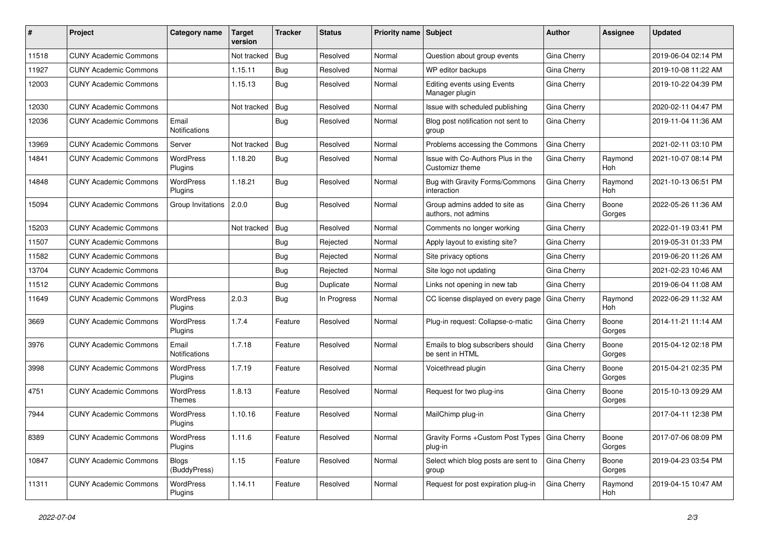| # | Project | Category name | Target version | Tracker | Status | Priority name | Subject | Author | Assignee | Updated |
|---|---|---|---|---|---|---|---|---|---|---|
| 11518 | CUNY Academic Commons | | Not tracked | Bug | Resolved | Normal | Question about group events | Gina Cherry | | 2019-06-04 02:14 PM |
| 11927 | CUNY Academic Commons | | 1.15.11 | Bug | Resolved | Normal | WP editor backups | Gina Cherry | | 2019-10-08 11:22 AM |
| 12003 | CUNY Academic Commons | | 1.15.13 | Bug | Resolved | Normal | Editing events using Events Manager plugin | Gina Cherry | | 2019-10-22 04:39 PM |
| 12030 | CUNY Academic Commons | | Not tracked | Bug | Resolved | Normal | Issue with scheduled publishing | Gina Cherry | | 2020-02-11 04:47 PM |
| 12036 | CUNY Academic Commons | Email Notifications | | Bug | Resolved | Normal | Blog post notification not sent to group | Gina Cherry | | 2019-11-04 11:36 AM |
| 13969 | CUNY Academic Commons | Server | Not tracked | Bug | Resolved | Normal | Problems accessing the Commons | Gina Cherry | | 2021-02-11 03:10 PM |
| 14841 | CUNY Academic Commons | WordPress Plugins | 1.18.20 | Bug | Resolved | Normal | Issue with Co-Authors Plus in the Customizr theme | Gina Cherry | Raymond Hoh | 2021-10-07 08:14 PM |
| 14848 | CUNY Academic Commons | WordPress Plugins | 1.18.21 | Bug | Resolved | Normal | Bug with Gravity Forms/Commons interaction | Gina Cherry | Raymond Hoh | 2021-10-13 06:51 PM |
| 15094 | CUNY Academic Commons | Group Invitations | 2.0.0 | Bug | Resolved | Normal | Group admins added to site as authors, not admins | Gina Cherry | Boone Gorges | 2022-05-26 11:36 AM |
| 15203 | CUNY Academic Commons | | Not tracked | Bug | Resolved | Normal | Comments no longer working | Gina Cherry | | 2022-01-19 03:41 PM |
| 11507 | CUNY Academic Commons | | | Bug | Rejected | Normal | Apply layout to existing site? | Gina Cherry | | 2019-05-31 01:33 PM |
| 11582 | CUNY Academic Commons | | | Bug | Rejected | Normal | Site privacy options | Gina Cherry | | 2019-06-20 11:26 AM |
| 13704 | CUNY Academic Commons | | | Bug | Rejected | Normal | Site logo not updating | Gina Cherry | | 2021-02-23 10:46 AM |
| 11512 | CUNY Academic Commons | | | Bug | Duplicate | Normal | Links not opening in new tab | Gina Cherry | | 2019-06-04 11:08 AM |
| 11649 | CUNY Academic Commons | WordPress Plugins | 2.0.3 | Bug | In Progress | Normal | CC license displayed on every page | Gina Cherry | Raymond Hoh | 2022-06-29 11:32 AM |
| 3669 | CUNY Academic Commons | WordPress Plugins | 1.7.4 | Feature | Resolved | Normal | Plug-in request: Collapse-o-matic | Gina Cherry | Boone Gorges | 2014-11-21 11:14 AM |
| 3976 | CUNY Academic Commons | Email Notifications | 1.7.18 | Feature | Resolved | Normal | Emails to blog subscribers should be sent in HTML | Gina Cherry | Boone Gorges | 2015-04-12 02:18 PM |
| 3998 | CUNY Academic Commons | WordPress Plugins | 1.7.19 | Feature | Resolved | Normal | Voicethread plugin | Gina Cherry | Boone Gorges | 2015-04-21 02:35 PM |
| 4751 | CUNY Academic Commons | WordPress Themes | 1.8.13 | Feature | Resolved | Normal | Request for two plug-ins | Gina Cherry | Boone Gorges | 2015-10-13 09:29 AM |
| 7944 | CUNY Academic Commons | WordPress Plugins | 1.10.16 | Feature | Resolved | Normal | MailChimp plug-in | Gina Cherry | | 2017-04-11 12:38 PM |
| 8389 | CUNY Academic Commons | WordPress Plugins | 1.11.6 | Feature | Resolved | Normal | Gravity Forms +Custom Post Types plug-in | Gina Cherry | Boone Gorges | 2017-07-06 08:09 PM |
| 10847 | CUNY Academic Commons | Blogs (BuddyPress) | 1.15 | Feature | Resolved | Normal | Select which blog posts are sent to group | Gina Cherry | Boone Gorges | 2019-04-23 03:54 PM |
| 11311 | CUNY Academic Commons | WordPress Plugins | 1.14.11 | Feature | Resolved | Normal | Request for post expiration plug-in | Gina Cherry | Raymond Hoh | 2019-04-15 10:47 AM |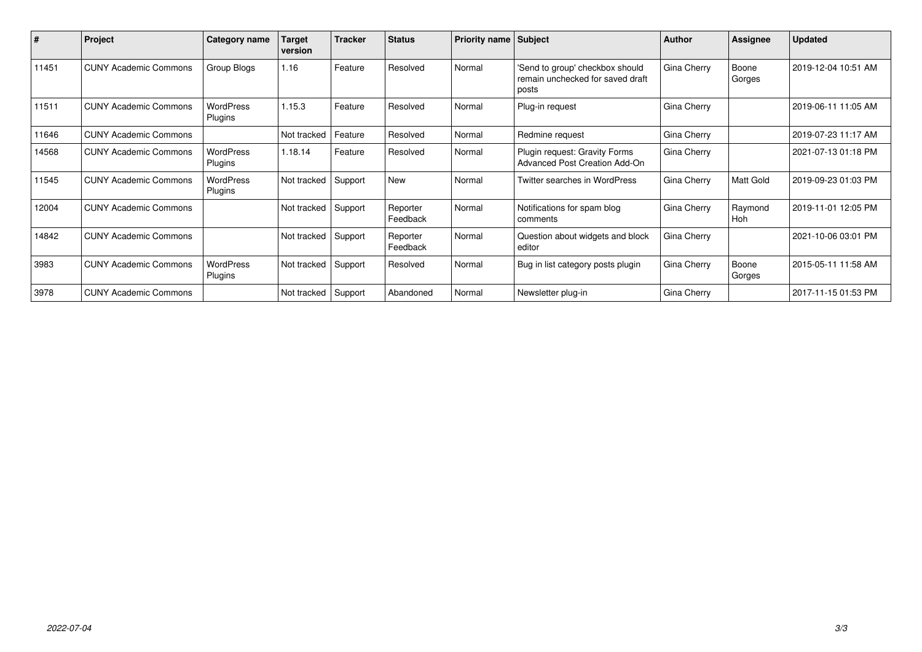| # | Project | Category name | Target version | Tracker | Status | Priority name | Subject | Author | Assignee | Updated |
|---|---|---|---|---|---|---|---|---|---|---|
| 11451 | CUNY Academic Commons | Group Blogs | 1.16 | Feature | Resolved | Normal | 'Send to group' checkbox should remain unchecked for saved draft posts | Gina Cherry | Boone Gorges | 2019-12-04 10:51 AM |
| 11511 | CUNY Academic Commons | WordPress Plugins | 1.15.3 | Feature | Resolved | Normal | Plug-in request | Gina Cherry | | 2019-06-11 11:05 AM |
| 11646 | CUNY Academic Commons | | Not tracked | Feature | Resolved | Normal | Redmine request | Gina Cherry | | 2019-07-23 11:17 AM |
| 14568 | CUNY Academic Commons | WordPress Plugins | 1.18.14 | Feature | Resolved | Normal | Plugin request: Gravity Forms Advanced Post Creation Add-On | Gina Cherry | | 2021-07-13 01:18 PM |
| 11545 | CUNY Academic Commons | WordPress Plugins | Not tracked | Support | New | Normal | Twitter searches in WordPress | Gina Cherry | Matt Gold | 2019-09-23 01:03 PM |
| 12004 | CUNY Academic Commons | | Not tracked | Support | Reporter Feedback | Normal | Notifications for spam blog comments | Gina Cherry | Raymond Hoh | 2019-11-01 12:05 PM |
| 14842 | CUNY Academic Commons | | Not tracked | Support | Reporter Feedback | Normal | Question about widgets and block editor | Gina Cherry | | 2021-10-06 03:01 PM |
| 3983 | CUNY Academic Commons | WordPress Plugins | Not tracked | Support | Resolved | Normal | Bug in list category posts plugin | Gina Cherry | Boone Gorges | 2015-05-11 11:58 AM |
| 3978 | CUNY Academic Commons | | Not tracked | Support | Abandoned | Normal | Newsletter plug-in | Gina Cherry | | 2017-11-15 01:53 PM |